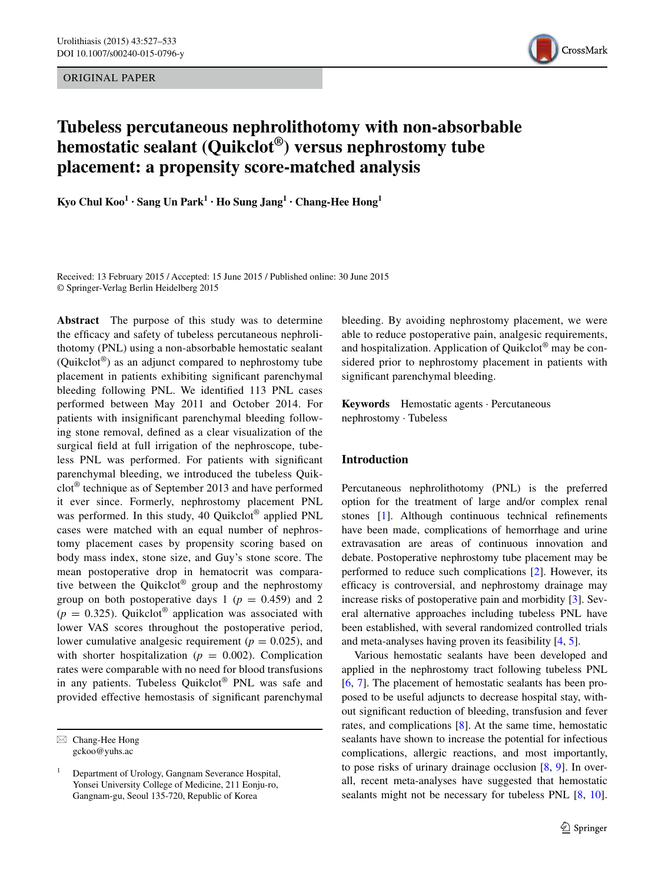ORIGINAL PAPER

# Tubeless percutaneous nephrolithotomy with non-absorbable hemostatic sealant (Quikclot®) versus nephrostomy tube placement: a propensity score-matched analysis

**Kyo Chul Koo[1] · Sang Un Park[1] · Ho Sung Jang[1] · Chang-Hee Hong[1]**

Received: 13 February 2015 / Accepted: 15 June 2015 / Published online: 30 June 2015
© Springer-Verlag Berlin Heidelberg 2015

**Abstract** The purpose of this study was to determine the efficacy and safety of tubeless percutaneous nephrolithotomy (PNL) using a non-absorbable hemostatic sealant (Quikclot®) as an adjunct compared to nephrostomy tube placement in patients exhibiting significant parenchymal bleeding following PNL. We identified 113 PNL cases performed between May 2011 and October 2014. For patients with insignificant parenchymal bleeding following stone removal, defined as a clear visualization of the surgical field at full irrigation of the nephroscope, tubeless PNL was performed. For patients with significant parenchymal bleeding, we introduced the tubeless Quikclot® technique as of September 2013 and have performed it ever since. Formerly, nephrostomy placement PNL was performed. In this study, 40 Quikclot® applied PNL cases were matched with an equal number of nephrostomy placement cases by propensity scoring based on body mass index, stone size, and Guy's stone score. The mean postoperative drop in hematocrit was comparative between the Quikclot® group and the nephrostomy group on both postoperative days 1 ($p = 0.459$) and 2 ($p = 0.325$). Quikclot® application was associated with lower VAS scores throughout the postoperative period, lower cumulative analgesic requirement ($p = 0.025$), and with shorter hospitalization ($p = 0.002$). Complication rates were comparable with no need for blood transfusions in any patients. Tubeless Quikclot® PNL was safe and provided effective hemostasis of significant parenchymal bleeding. By avoiding nephrostomy placement, we were able to reduce postoperative pain, analgesic requirements, and hospitalization. Application of Quikclot® may be considered prior to nephrostomy placement in patients with significant parenchymal bleeding.

**Keywords** Hemostatic agents · Percutaneous nephrostomy · Tubeless

✉ Chang-Hee Hong
gckoo@yuhs.ac

[1] Department of Urology, Gangnam Severance Hospital, Yonsei University College of Medicine, 211 Eonju-ro, Gangnam-gu, Seoul 135-720, Republic of Korea

## Introduction

Percutaneous nephrolithotomy (PNL) is the preferred option for the treatment of large and/or complex renal stones [1]. Although continuous technical refinements have been made, complications of hemorrhage and urine extravasation are areas of continuous innovation and debate. Postoperative nephrostomy tube placement may be performed to reduce such complications [2]. However, its efficacy is controversial, and nephrostomy drainage may increase risks of postoperative pain and morbidity [3]. Several alternative approaches including tubeless PNL have been established, with several randomized controlled trials and meta-analyses having proven its feasibility [4, 5].

Various hemostatic sealants have been developed and applied in the nephrostomy tract following tubeless PNL [6, 7]. The placement of hemostatic sealants has been proposed to be useful adjuncts to decrease hospital stay, without significant reduction of bleeding, transfusion and fever rates, and complications [8]. At the same time, hemostatic sealants have shown to increase the potential for infectious complications, allergic reactions, and most importantly, to pose risks of urinary drainage occlusion [8, 9]. In overall, recent meta-analyses have suggested that hemostatic sealants might not be necessary for tubeless PNL [8, 10].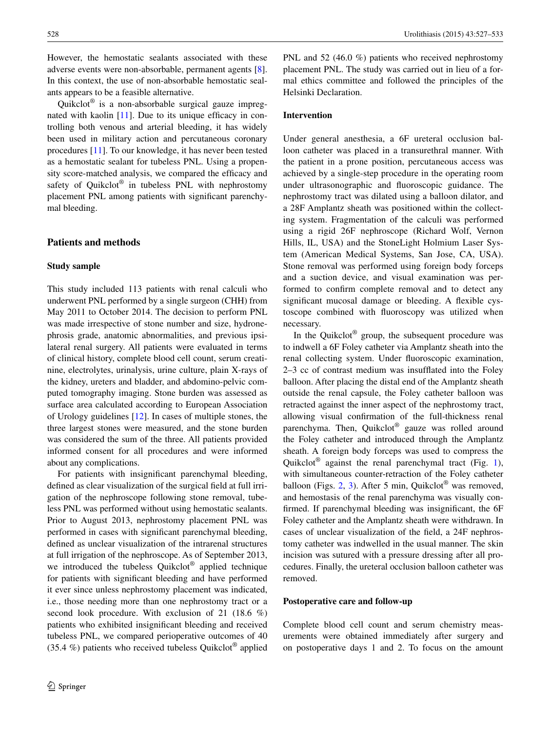However, the hemostatic sealants associated with these adverse events were non-absorbable, permanent agents [8]. In this context, the use of non-absorbable hemostatic sealants appears to be a feasible alternative.

Quikclot® is a non-absorbable surgical gauze impregnated with kaolin [11]. Due to its unique efficacy in controlling both venous and arterial bleeding, it has widely been used in military action and percutaneous coronary procedures [11]. To our knowledge, it has never been tested as a hemostatic sealant for tubeless PNL. Using a propensity score-matched analysis, we compared the efficacy and safety of Quikclot® in tubeless PNL with nephrostomy placement PNL among patients with significant parenchymal bleeding.

## Patients and methods

### Study sample

This study included 113 patients with renal calculi who underwent PNL performed by a single surgeon (CHH) from May 2011 to October 2014. The decision to perform PNL was made irrespective of stone number and size, hydronephrosis grade, anatomic abnormalities, and previous ipsilateral renal surgery. All patients were evaluated in terms of clinical history, complete blood cell count, serum creatinine, electrolytes, urinalysis, urine culture, plain X-rays of the kidney, ureters and bladder, and abdomino-pelvic computed tomography imaging. Stone burden was assessed as surface area calculated according to European Association of Urology guidelines [12]. In cases of multiple stones, the three largest stones were measured, and the stone burden was considered the sum of the three. All patients provided informed consent for all procedures and were informed about any complications.

For patients with insignificant parenchymal bleeding, defined as clear visualization of the surgical field at full irrigation of the nephroscope following stone removal, tubeless PNL was performed without using hemostatic sealants. Prior to August 2013, nephrostomy placement PNL was performed in cases with significant parenchymal bleeding, defined as unclear visualization of the intrarenal structures at full irrigation of the nephroscope. As of September 2013, we introduced the tubeless Quikclot® applied technique for patients with significant bleeding and have performed it ever since unless nephrostomy placement was indicated, i.e., those needing more than one nephrostomy tract or a second look procedure. With exclusion of 21 (18.6 %) patients who exhibited insignificant bleeding and received tubeless PNL, we compared perioperative outcomes of 40 (35.4 %) patients who received tubeless Quikclot® applied PNL and 52 (46.0 %) patients who received nephrostomy placement PNL. The study was carried out in lieu of a formal ethics committee and followed the principles of the Helsinki Declaration.

### Intervention

Under general anesthesia, a 6F ureteral occlusion balloon catheter was placed in a transurethral manner. With the patient in a prone position, percutaneous access was achieved by a single-step procedure in the operating room under ultrasonographic and fluoroscopic guidance. The nephrostomy tract was dilated using a balloon dilator, and a 28F Amplantz sheath was positioned within the collecting system. Fragmentation of the calculi was performed using a rigid 26F nephroscope (Richard Wolf, Vernon Hills, IL, USA) and the StoneLight Holmium Laser System (American Medical Systems, San Jose, CA, USA). Stone removal was performed using foreign body forceps and a suction device, and visual examination was performed to confirm complete removal and to detect any significant mucosal damage or bleeding. A flexible cystoscope combined with fluoroscopy was utilized when necessary.

In the Quikclot® group, the subsequent procedure was to indwell a 6F Foley catheter via Amplantz sheath into the renal collecting system. Under fluoroscopic examination, 2–3 cc of contrast medium was insufflated into the Foley balloon. After placing the distal end of the Amplantz sheath outside the renal capsule, the Foley catheter balloon was retracted against the inner aspect of the nephrostomy tract, allowing visual confirmation of the full-thickness renal parenchyma. Then, Quikclot® gauze was rolled around the Foley catheter and introduced through the Amplantz sheath. A foreign body forceps was used to compress the Quikclot® against the renal parenchymal tract (Fig. 1), with simultaneous counter-retraction of the Foley catheter balloon (Figs. 2, 3). After 5 min, Quikclot® was removed, and hemostasis of the renal parenchyma was visually confirmed. If parenchymal bleeding was insignificant, the 6F Foley catheter and the Amplantz sheath were withdrawn. In cases of unclear visualization of the field, a 24F nephrostomy catheter was indwelled in the usual manner. The skin incision was sutured with a pressure dressing after all procedures. Finally, the ureteral occlusion balloon catheter was removed.

### Postoperative care and follow-up

Complete blood cell count and serum chemistry measurements were obtained immediately after surgery and on postoperative days 1 and 2. To focus on the amount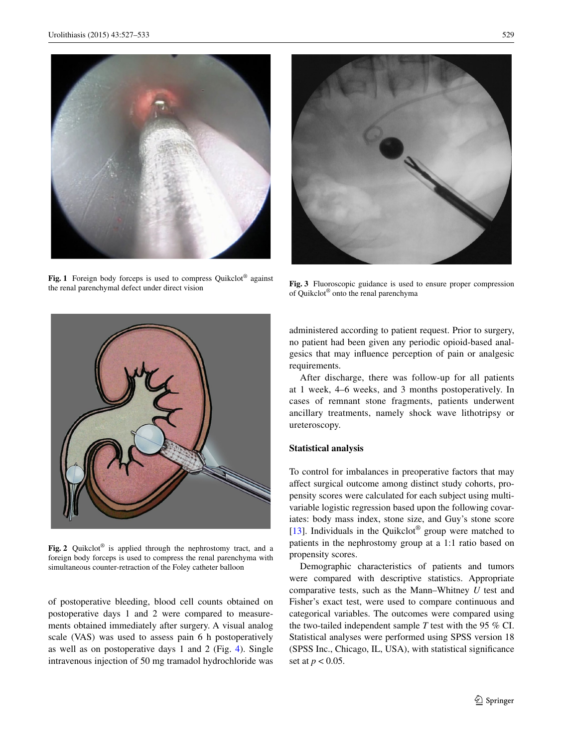Fig. 1 Foreign body forceps is used to compress Quikclot® against the renal parenchymal defect under direct vision

Fig. 2 Quikclot® is applied through the nephrostomy tract, and a foreign body forceps is used to compress the renal parenchyma with simultaneous counter-retraction of the Foley catheter balloon

Fig. 3 Fluoroscopic guidance is used to ensure proper compression of Quikclot® onto the renal parenchyma

of postoperative bleeding, blood cell counts obtained on postoperative days 1 and 2 were compared to measurements obtained immediately after surgery. A visual analog scale (VAS) was used to assess pain 6 h postoperatively as well as on postoperative days 1 and 2 (Fig. 4). Single intravenous injection of 50 mg tramadol hydrochloride was administered according to patient request. Prior to surgery, no patient had been given any periodic opioid-based analgesics that may influence perception of pain or analgesic requirements.

After discharge, there was follow-up for all patients at 1 week, 4–6 weeks, and 3 months postoperatively. In cases of remnant stone fragments, patients underwent ancillary treatments, namely shock wave lithotripsy or ureteroscopy.

### Statistical analysis

To control for imbalances in preoperative factors that may affect surgical outcome among distinct study cohorts, propensity scores were calculated for each subject using multivariable logistic regression based upon the following covariates: body mass index, stone size, and Guy's stone score [13]. Individuals in the Quikclot® group were matched to patients in the nephrostomy group at a 1:1 ratio based on propensity scores.

Demographic characteristics of patients and tumors were compared with descriptive statistics. Appropriate comparative tests, such as the Mann–Whitney *U* test and Fisher's exact test, were used to compare continuous and categorical variables. The outcomes were compared using the two-tailed independent sample *T* test with the 95 % CI. Statistical analyses were performed using SPSS version 18 (SPSS Inc., Chicago, IL, USA), with statistical significance set at $p < 0.05$.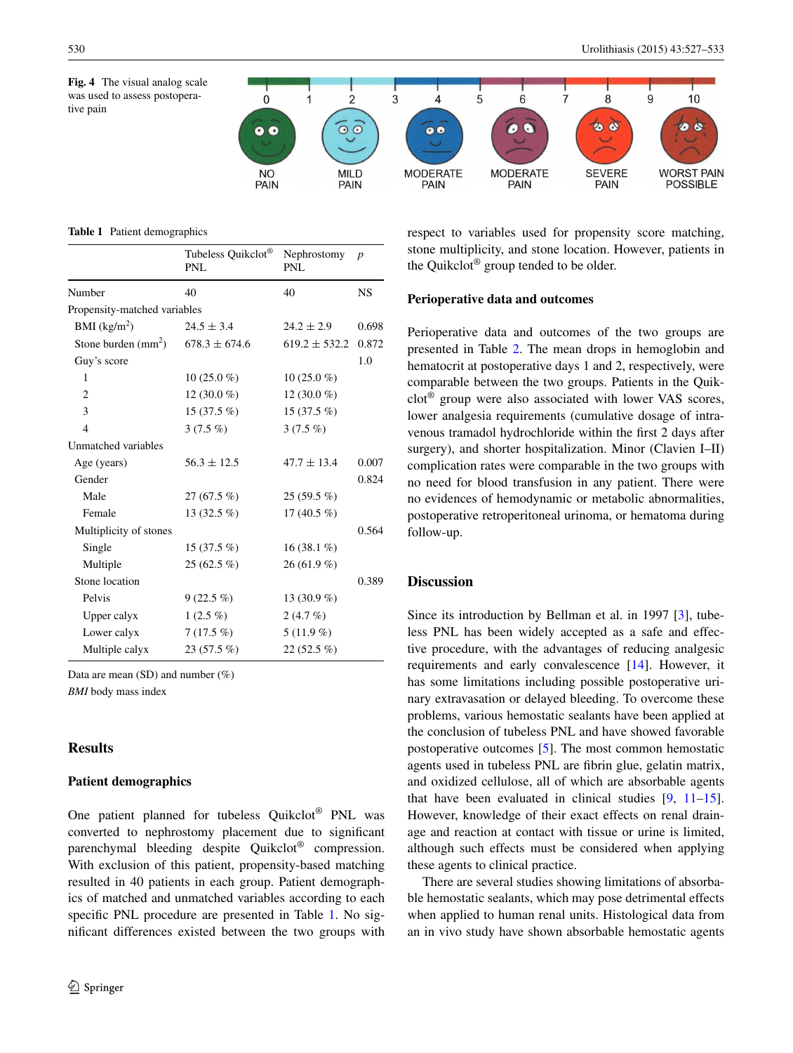**Fig. 4** The visual analog scale was used to assess postoperative pain

**Table 1** Patient demographics

| | Tubeless Quikclot® PNL | Nephrostomy PNL | p |
|---|---|---|---|
| Number | 40 | 40 | NS |
| Propensity-matched variables | | | |
| BMI (kg/m$^2$) | 24.5 ± 3.4 | 24.2 ± 2.9 | 0.698 |
| Stone burden (mm$^2$) | 678.3 ± 674.6 | 619.2 ± 532.2 | 0.872 |
| Guy's score | | | 1.0 |
| 1 | 10 (25.0 %) | 10 (25.0 %) | |
| 2 | 12 (30.0 %) | 12 (30.0 %) | |
| 3 | 15 (37.5 %) | 15 (37.5 %) | |
| 4 | 3 (7.5 %) | 3 (7.5 %) | |
| Unmatched variables | | | |
| Age (years) | 56.3 ± 12.5 | 47.7 ± 13.4 | 0.007 |
| Gender | | | 0.824 |
| Male | 27 (67.5 %) | 25 (59.5 %) | |
| Female | 13 (32.5 %) | 17 (40.5 %) | |
| Multiplicity of stones | | | 0.564 |
| Single | 15 (37.5 %) | 16 (38.1 %) | |
| Multiple | 25 (62.5 %) | 26 (61.9 %) | |
| Stone location | | | 0.389 |
| Pelvis | 9 (22.5 %) | 13 (30.9 %) | |
| Upper calyx | 1 (2.5 %) | 2 (4.7 %) | |
| Lower calyx | 7 (17.5 %) | 5 (11.9 %) | |
| Multiple calyx | 23 (57.5 %) | 22 (52.5 %) | |

Data are mean (SD) and number (%)

*BMI* body mass index

## Results

### Patient demographics

One patient planned for tubeless Quikclot® PNL was converted to nephrostomy placement due to significant parenchymal bleeding despite Quikclot® compression. With exclusion of this patient, propensity-based matching resulted in 40 patients in each group. Patient demographics of matched and unmatched variables according to each specific PNL procedure are presented in Table 1. No significant differences existed between the two groups with respect to variables used for propensity score matching, stone multiplicity, and stone location. However, patients in the Quikclot® group tended to be older.

### Perioperative data and outcomes

Perioperative data and outcomes of the two groups are presented in Table 2. The mean drops in hemoglobin and hematocrit at postoperative days 1 and 2, respectively, were comparable between the two groups. Patients in the Quikclot® group were also associated with lower VAS scores, lower analgesia requirements (cumulative dosage of intravenous tramadol hydrochloride within the first 2 days after surgery), and shorter hospitalization. Minor (Clavien I–II) complication rates were comparable in the two groups with no need for blood transfusion in any patient. There were no evidences of hemodynamic or metabolic abnormalities, postoperative retroperitoneal urinoma, or hematoma during follow-up.

## Discussion

Since its introduction by Bellman et al. in 1997 [3], tubeless PNL has been widely accepted as a safe and effective procedure, with the advantages of reducing analgesic requirements and early convalescence [14]. However, it has some limitations including possible postoperative urinary extravasation or delayed bleeding. To overcome these problems, various hemostatic sealants have been applied at the conclusion of tubeless PNL and have showed favorable postoperative outcomes [5]. The most common hemostatic agents used in tubeless PNL are fibrin glue, gelatin matrix, and oxidized cellulose, all of which are absorbable agents that have been evaluated in clinical studies [9, 11–15]. However, knowledge of their exact effects on renal drainage and reaction at contact with tissue or urine is limited, although such effects must be considered when applying these agents to clinical practice.

There are several studies showing limitations of absorbable hemostatic sealants, which may pose detrimental effects when applied to human renal units. Histological data from an in vivo study have shown absorbable hemostatic agents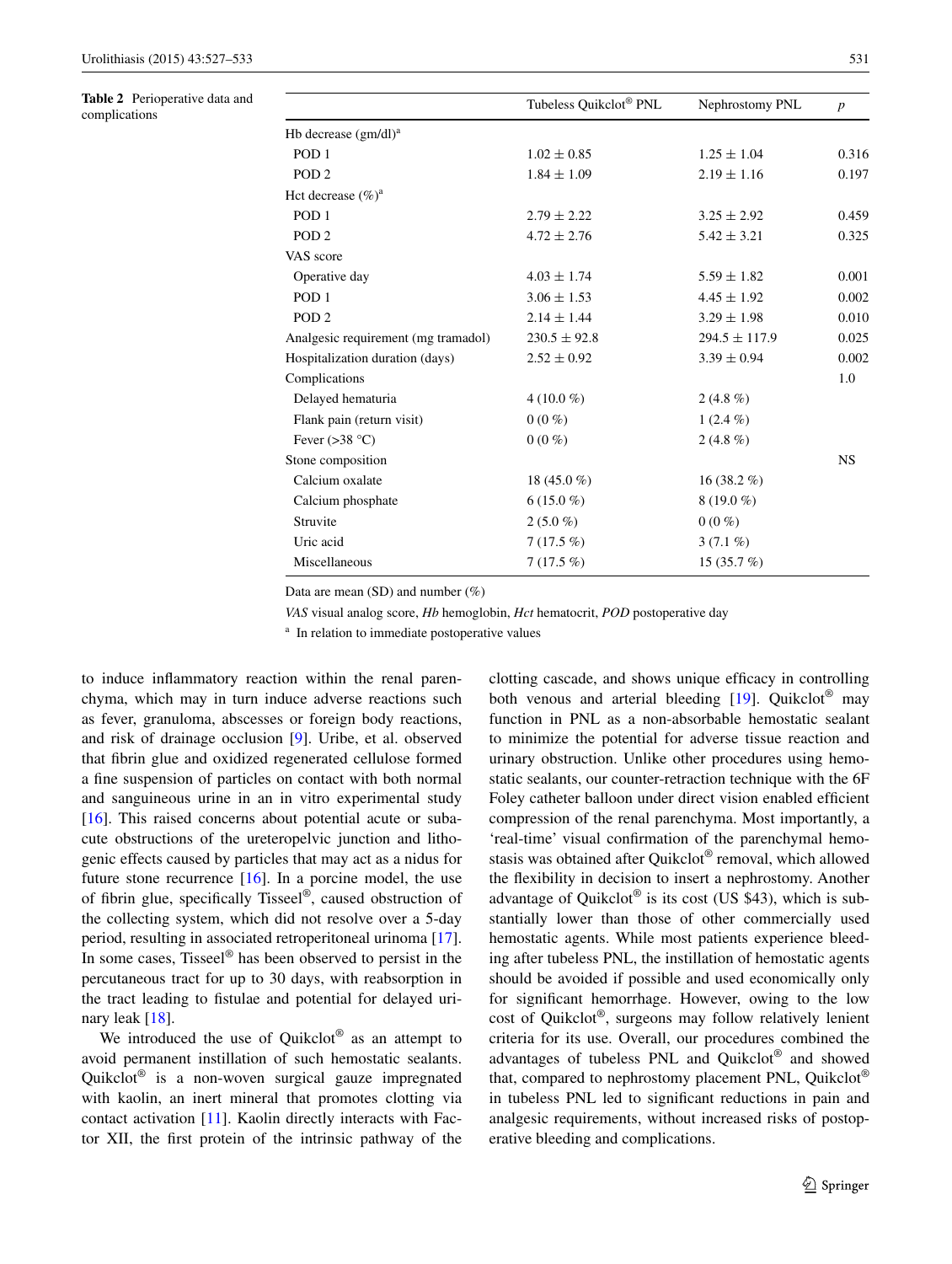**Table 2** Perioperative data and complications

| | Tubeless Quikclot® PNL | Nephrostomy PNL | $p$ |
|---|---|---|---|
| Hb decrease (gm/dl)[a] | | | |
| POD 1 | 1.02 ± 0.85 | 1.25 ± 1.04 | 0.316 |
| POD 2 | 1.84 ± 1.09 | 2.19 ± 1.16 | 0.197 |
| Hct decrease (%)[a] | | | |
| POD 1 | 2.79 ± 2.22 | 3.25 ± 2.92 | 0.459 |
| POD 2 | 4.72 ± 2.76 | 5.42 ± 3.21 | 0.325 |
| VAS score | | | |
| Operative day | 4.03 ± 1.74 | 5.59 ± 1.82 | 0.001 |
| POD 1 | 3.06 ± 1.53 | 4.45 ± 1.92 | 0.002 |
| POD 2 | 2.14 ± 1.44 | 3.29 ± 1.98 | 0.010 |
| Analgesic requirement (mg tramadol) | 230.5 ± 92.8 | 294.5 ± 117.9 | 0.025 |
| Hospitalization duration (days) | 2.52 ± 0.92 | 3.39 ± 0.94 | 0.002 |
| Complications | | | 1.0 |
| Delayed hematuria | 4 (10.0 %) | 2 (4.8 %) | |
| Flank pain (return visit) | 0 (0 %) | 1 (2.4 %) | |
| Fever (>38 °C) | 0 (0 %) | 2 (4.8 %) | |
| Stone composition | | | NS |
| Calcium oxalate | 18 (45.0 %) | 16 (38.2 %) | |
| Calcium phosphate | 6 (15.0 %) | 8 (19.0 %) | |
| Struvite | 2 (5.0 %) | 0 (0 %) | |
| Uric acid | 7 (17.5 %) | 3 (7.1 %) | |
| Miscellaneous | 7 (17.5 %) | 15 (35.7 %) | |

Data are mean (SD) and number (%)

*VAS* visual analog score, *Hb* hemoglobin, *Hct* hematocrit, *POD* postoperative day

[a] In relation to immediate postoperative values

to induce inflammatory reaction within the renal parenchyma, which may in turn induce adverse reactions such as fever, granuloma, abscesses or foreign body reactions, and risk of drainage occlusion [9]. Uribe, et al. observed that fibrin glue and oxidized regenerated cellulose formed a fine suspension of particles on contact with both normal and sanguineous urine in an in vitro experimental study [16]. This raised concerns about potential acute or subacute obstructions of the ureteropelvic junction and lithogenic effects caused by particles that may act as a nidus for future stone recurrence [16]. In a porcine model, the use of fibrin glue, specifically Tisseel®, caused obstruction of the collecting system, which did not resolve over a 5-day period, resulting in associated retroperitoneal urinoma [17]. In some cases, Tisseel® has been observed to persist in the percutaneous tract for up to 30 days, with reabsorption in the tract leading to fistulae and potential for delayed urinary leak [18].

We introduced the use of Quikclot® as an attempt to avoid permanent instillation of such hemostatic sealants. Quikclot® is a non-woven surgical gauze impregnated with kaolin, an inert mineral that promotes clotting via contact activation [11]. Kaolin directly interacts with Factor XII, the first protein of the intrinsic pathway of the clotting cascade, and shows unique efficacy in controlling both venous and arterial bleeding [19]. Quikclot® may function in PNL as a non-absorbable hemostatic sealant to minimize the potential for adverse tissue reaction and urinary obstruction. Unlike other procedures using hemostatic sealants, our counter-retraction technique with the 6F Foley catheter balloon under direct vision enabled efficient compression of the renal parenchyma. Most importantly, a 'real-time' visual confirmation of the parenchymal hemostasis was obtained after Quikclot® removal, which allowed the flexibility in decision to insert a nephrostomy. Another advantage of Quikclot® is its cost (US $43), which is substantially lower than those of other commercially used hemostatic agents. While most patients experience bleeding after tubeless PNL, the instillation of hemostatic agents should be avoided if possible and used economically only for significant hemorrhage. However, owing to the low cost of Quikclot®, surgeons may follow relatively lenient criteria for its use. Overall, our procedures combined the advantages of tubeless PNL and Quikclot® and showed that, compared to nephrostomy placement PNL, Quikclot® in tubeless PNL led to significant reductions in pain and analgesic requirements, without increased risks of postoperative bleeding and complications.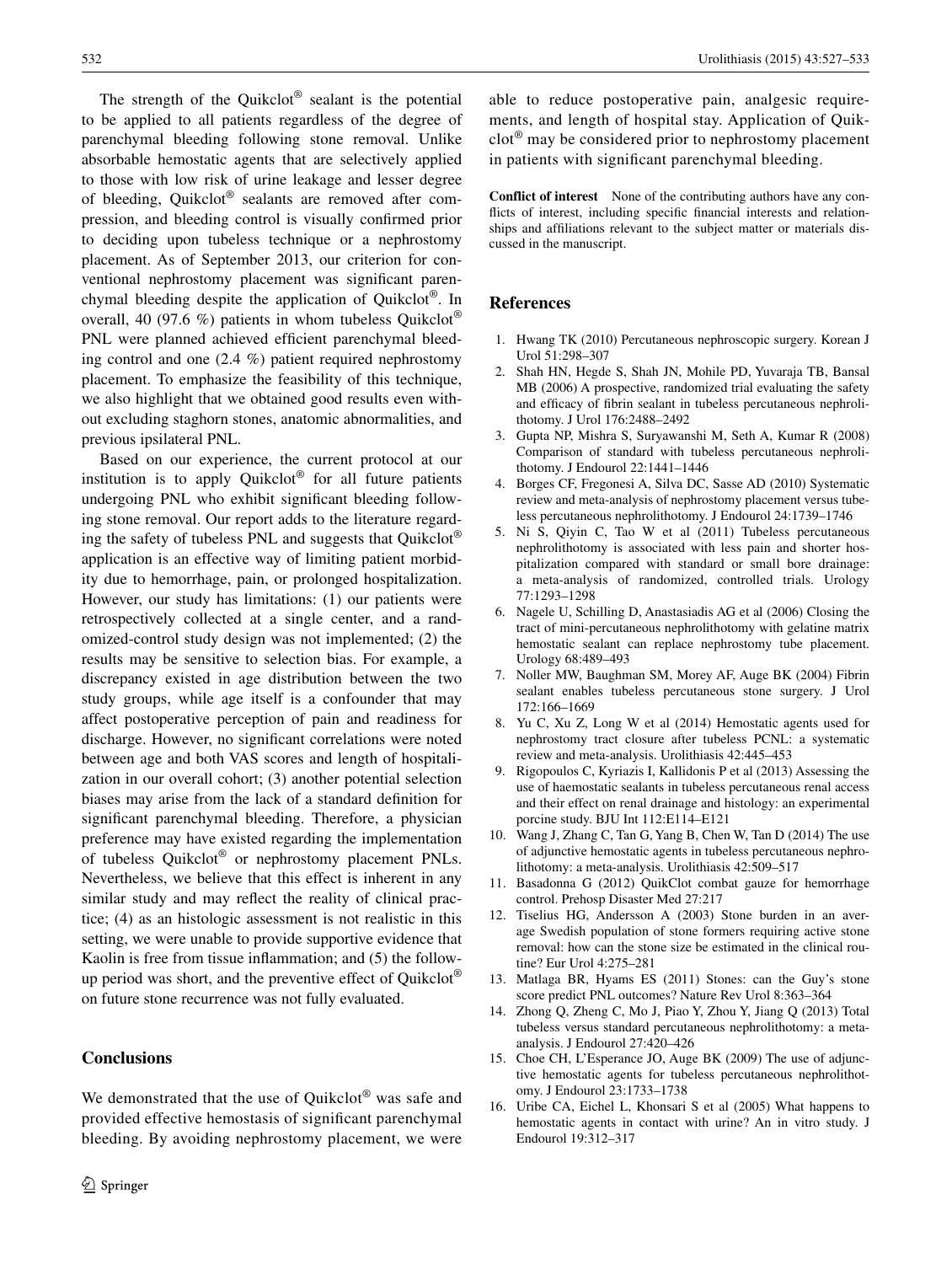The strength of the Quikclot® sealant is the potential to be applied to all patients regardless of the degree of parenchymal bleeding following stone removal. Unlike absorbable hemostatic agents that are selectively applied to those with low risk of urine leakage and lesser degree of bleeding, Quikclot® sealants are removed after compression, and bleeding control is visually confirmed prior to deciding upon tubeless technique or a nephrostomy placement. As of September 2013, our criterion for conventional nephrostomy placement was significant parenchymal bleeding despite the application of Quikclot®. In overall, 40 (97.6 %) patients in whom tubeless Quikclot® PNL were planned achieved efficient parenchymal bleeding control and one (2.4 %) patient required nephrostomy placement. To emphasize the feasibility of this technique, we also highlight that we obtained good results even without excluding staghorn stones, anatomic abnormalities, and previous ipsilateral PNL.

Based on our experience, the current protocol at our institution is to apply Quikclot® for all future patients undergoing PNL who exhibit significant bleeding following stone removal. Our report adds to the literature regarding the safety of tubeless PNL and suggests that Quikclot® application is an effective way of limiting patient morbidity due to hemorrhage, pain, or prolonged hospitalization. However, our study has limitations: (1) our patients were retrospectively collected at a single center, and a randomized-control study design was not implemented; (2) the results may be sensitive to selection bias. For example, a discrepancy existed in age distribution between the two study groups, while age itself is a confounder that may affect postoperative perception of pain and readiness for discharge. However, no significant correlations were noted between age and both VAS scores and length of hospitalization in our overall cohort; (3) another potential selection biases may arise from the lack of a standard definition for significant parenchymal bleeding. Therefore, a physician preference may have existed regarding the implementation of tubeless Quikclot® or nephrostomy placement PNLs. Nevertheless, we believe that this effect is inherent in any similar study and may reflect the reality of clinical practice; (4) as an histologic assessment is not realistic in this setting, we were unable to provide supportive evidence that Kaolin is free from tissue inflammation; and (5) the follow-up period was short, and the preventive effect of Quikclot® on future stone recurrence was not fully evaluated.

## Conclusions

We demonstrated that the use of Quikclot® was safe and provided effective hemostasis of significant parenchymal bleeding. By avoiding nephrostomy placement, we were able to reduce postoperative pain, analgesic requirements, and length of hospital stay. Application of Quikclot® may be considered prior to nephrostomy placement in patients with significant parenchymal bleeding.

**Conflict of interest** None of the contributing authors have any conflicts of interest, including specific financial interests and relationships and affiliations relevant to the subject matter or materials discussed in the manuscript.

## References

1. Hwang TK (2010) Percutaneous nephroscopic surgery. Korean J Urol 51:298–307
2. Shah HN, Hegde S, Shah JN, Mohile PD, Yuvaraja TB, Bansal MB (2006) A prospective, randomized trial evaluating the safety and efficacy of fibrin sealant in tubeless percutaneous nephrolithotomy. J Urol 176:2488–2492
3. Gupta NP, Mishra S, Suryawanshi M, Seth A, Kumar R (2008) Comparison of standard with tubeless percutaneous nephrolithotomy. J Endourol 22:1441–1446
4. Borges CF, Fregonesi A, Silva DC, Sasse AD (2010) Systematic review and meta-analysis of nephrostomy placement versus tubeless percutaneous nephrolithotomy. J Endourol 24:1739–1746
5. Ni S, Qiyin C, Tao W et al (2011) Tubeless percutaneous nephrolithotomy is associated with less pain and shorter hospitalization compared with standard or small bore drainage: a meta-analysis of randomized, controlled trials. Urology 77:1293–1298
6. Nagele U, Schilling D, Anastasiadis AG et al (2006) Closing the tract of mini-percutaneous nephrolithotomy with gelatine matrix hemostatic sealant can replace nephrostomy tube placement. Urology 68:489–493
7. Noller MW, Baughman SM, Morey AF, Auge BK (2004) Fibrin sealant enables tubeless percutaneous stone surgery. J Urol 172:166–1669
8. Yu C, Xu Z, Long W et al (2014) Hemostatic agents used for nephrostomy tract closure after tubeless PCNL: a systematic review and meta-analysis. Urolithiasis 42:445–453
9. Rigopoulos C, Kyriazis I, Kallidonis P et al (2013) Assessing the use of haemostatic sealants in tubeless percutaneous renal access and their effect on renal drainage and histology: an experimental porcine study. BJU Int 112:E114–E121
10. Wang J, Zhang C, Tan G, Yang B, Chen W, Tan D (2014) The use of adjunctive hemostatic agents in tubeless percutaneous nephrolithotomy: a meta-analysis. Urolithiasis 42:509–517
11. Basadonna G (2012) QuikClot combat gauze for hemorrhage control. Prehosp Disaster Med 27:217
12. Tiselius HG, Andersson A (2003) Stone burden in an average Swedish population of stone formers requiring active stone removal: how can the stone size be estimated in the clinical routine? Eur Urol 4:275–281
13. Matlaga BR, Hyams ES (2011) Stones: can the Guy's stone score predict PNL outcomes? Nature Rev Urol 8:363–364
14. Zhong Q, Zheng C, Mo J, Piao Y, Zhou Y, Jiang Q (2013) Total tubeless versus standard percutaneous nephrolithotomy: a meta-analysis. J Endourol 27:420–426
15. Choe CH, L'Esperance JO, Auge BK (2009) The use of adjunctive hemostatic agents for tubeless percutaneous nephrolithotomy. J Endourol 23:1733–1738
16. Uribe CA, Eichel L, Khonsari S et al (2005) What happens to hemostatic agents in contact with urine? An in vitro study. J Endourol 19:312–317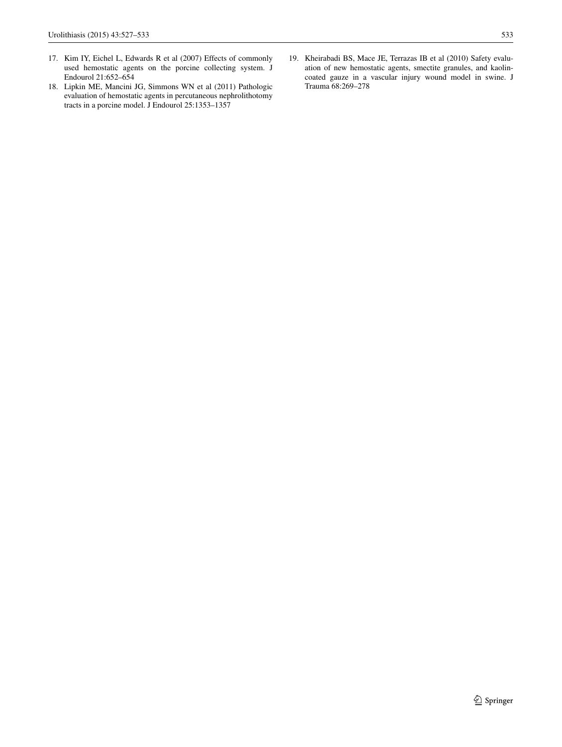17. Kim IY, Eichel L, Edwards R et al (2007) Effects of commonly used hemostatic agents on the porcine collecting system. J Endourol 21:652–654
18. Lipkin ME, Mancini JG, Simmons WN et al (2011) Pathologic evaluation of hemostatic agents in percutaneous nephrolithotomy tracts in a porcine model. J Endourol 25:1353–1357
19. Kheirabadi BS, Mace JE, Terrazas IB et al (2010) Safety evaluation of new hemostatic agents, smectite granules, and kaolin-coated gauze in a vascular injury wound model in swine. J Trauma 68:269–278